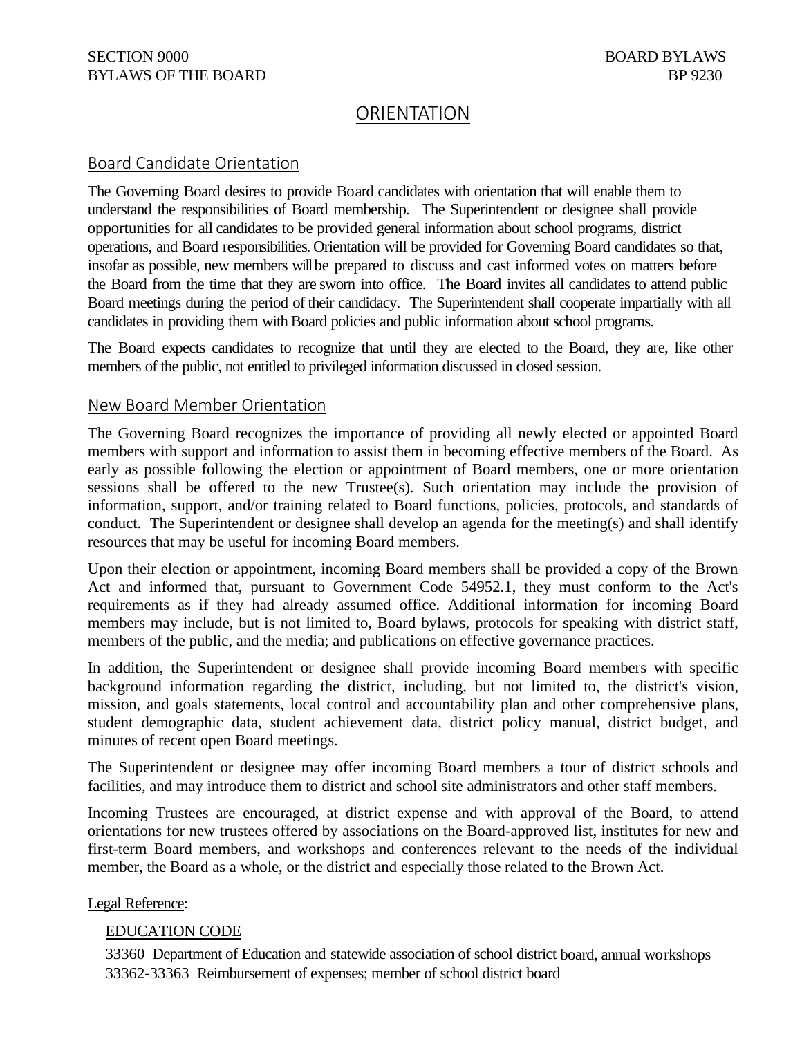SECTION 9000 BOARD BYLAWS
BYLAWS OF THE BOARD BP 9230

# ORIENTATION

## Board Candidate Orientation

The Governing Board desires to provide Board candidates with orientation that will enable them to understand the responsibilities of Board membership. The Superintendent or designee shall provide opportunities for all candidates to be provided general information about school programs, district operations, and Board responsibilities. Orientation will be provided for Governing Board candidates so that, insofar as possible, new members will be prepared to discuss and cast informed votes on matters before the Board from the time that they are sworn into office. The Board invites all candidates to attend public Board meetings during the period of their candidacy. The Superintendent shall cooperate impartially with all candidates in providing them with Board policies and public information about school programs.

The Board expects candidates to recognize that until they are elected to the Board, they are, like other members of the public, not entitled to privileged information discussed in closed session.

## New Board Member Orientation

The Governing Board recognizes the importance of providing all newly elected or appointed Board members with support and information to assist them in becoming effective members of the Board. As early as possible following the election or appointment of Board members, one or more orientation sessions shall be offered to the new Trustee(s). Such orientation may include the provision of information, support, and/or training related to Board functions, policies, protocols, and standards of conduct. The Superintendent or designee shall develop an agenda for the meeting(s) and shall identify resources that may be useful for incoming Board members.

Upon their election or appointment, incoming Board members shall be provided a copy of the Brown Act and informed that, pursuant to Government Code 54952.1, they must conform to the Act's requirements as if they had already assumed office. Additional information for incoming Board members may include, but is not limited to, Board bylaws, protocols for speaking with district staff, members of the public, and the media; and publications on effective governance practices.

In addition, the Superintendent or designee shall provide incoming Board members with specific background information regarding the district, including, but not limited to, the district's vision, mission, and goals statements, local control and accountability plan and other comprehensive plans, student demographic data, student achievement data, district policy manual, district budget, and minutes of recent open Board meetings.

The Superintendent or designee may offer incoming Board members a tour of district schools and facilities, and may introduce them to district and school site administrators and other staff members.

Incoming Trustees are encouraged, at district expense and with approval of the Board, to attend orientations for new trustees offered by associations on the Board-approved list, institutes for new and first-term Board members, and workshops and conferences relevant to the needs of the individual member, the Board as a whole, or the district and especially those related to the Brown Act.

Legal Reference:

EDUCATION CODE

33360 Department of Education and statewide association of school district board, annual workshops
33362-33363 Reimbursement of expenses; member of school district board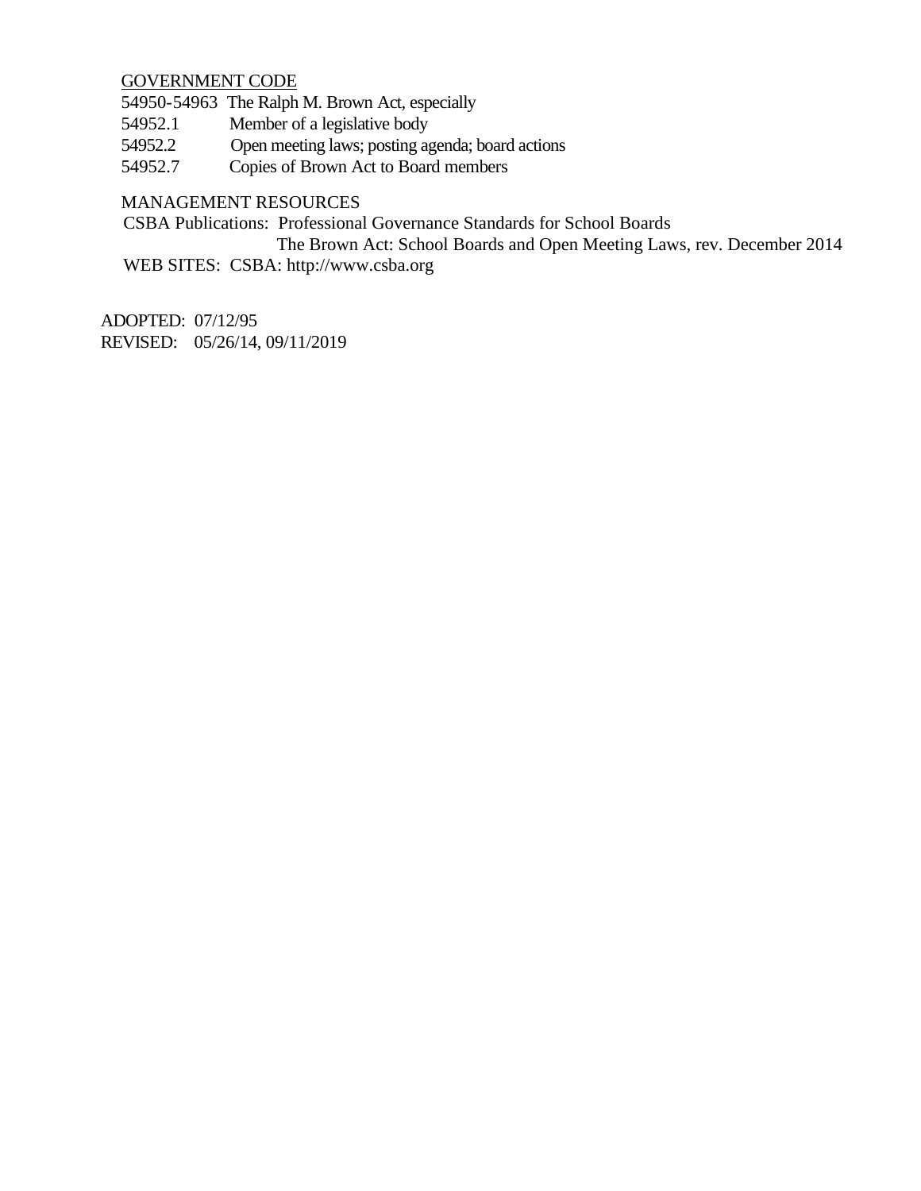<u>GOVERNMENT CODE</u>

54950-54963 The Ralph M. Brown Act, especially
54952.1 Member of a legislative body
54952.2 Open meeting laws; posting agenda; board actions
54952.7 Copies of Brown Act to Board members

MANAGEMENT RESOURCES

CSBA Publications: Professional Governance Standards for School Boards
The Brown Act: School Boards and Open Meeting Laws, rev. December 2014
WEB SITES: CSBA: http://www.csba.org

ADOPTED: 07/12/95
REVISED: 05/26/14, 09/11/2019